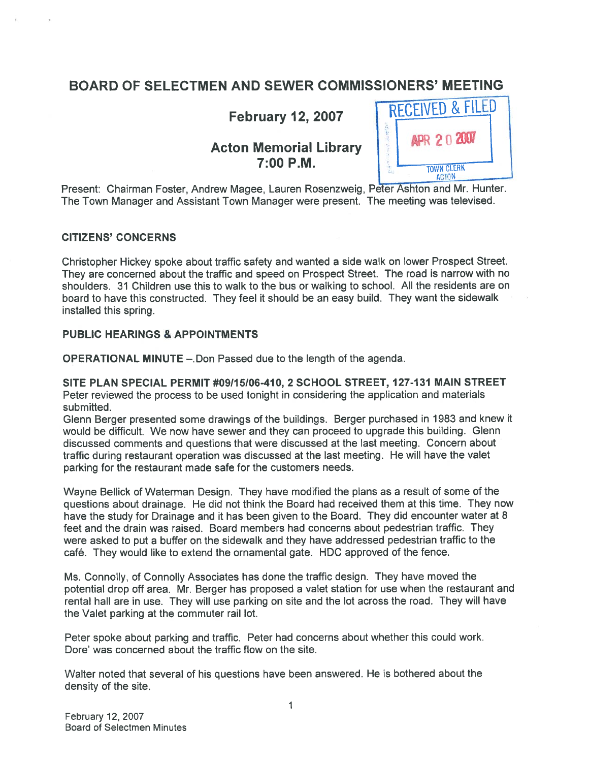# BOARD OF SELECTMEN AND SEWER COMMISSIONERS' MEETING

## February 12, 2007

## Acton Memorial Library
## 7:00 P.M.

RECEIVED & FILED
APR 20 2007
TOWN CLERK
ACTON

Present: Chairman Foster, Andrew Magee, Lauren Rosenzweig, Peter Ashton and Mr. Hunter. The Town Manager and Assistant Town Manager were present. The meeting was televised.

### CITIZENS' CONCERNS

Christopher Hickey spoke about traffic safety and wanted a side walk on lower Prospect Street. They are concerned about the traffic and speed on Prospect Street. The road is narrow with no shoulders. 31 Children use this to walk to the bus or walking to school. All the residents are on board to have this constructed. They feel it should be an easy build. They want the sidewalk installed this spring.

### PUBLIC HEARINGS & APPOINTMENTS

**OPERATIONAL MINUTE** –.Don Passed due to the length of the agenda.

**SITE PLAN SPECIAL PERMIT #09/15/06-410, 2 SCHOOL STREET, 127-131 MAIN STREET**
Peter reviewed the process to be used tonight in considering the application and materials submitted.
Glenn Berger presented some drawings of the buildings. Berger purchased in 1983 and knew it would be difficult. We now have sewer and they can proceed to upgrade this building. Glenn discussed comments and questions that were discussed at the last meeting. Concern about traffic during restaurant operation was discussed at the last meeting. He will have the valet parking for the restaurant made safe for the customers needs.

Wayne Bellick of Waterman Design. They have modified the plans as a result of some of the questions about drainage. He did not think the Board had received them at this time. They now have the study for Drainage and it has been given to the Board. They did encounter water at 8 feet and the drain was raised. Board members had concerns about pedestrian traffic. They were asked to put a buffer on the sidewalk and they have addressed pedestrian traffic to the café. They would like to extend the ornamental gate. HDC approved of the fence.

Ms. Connolly, of Connolly Associates has done the traffic design. They have moved the potential drop off area. Mr. Berger has proposed a valet station for use when the restaurant and rental hall are in use. They will use parking on site and the lot across the road. They will have the Valet parking at the commuter rail lot.

Peter spoke about parking and traffic. Peter had concerns about whether this could work. Dore' was concerned about the traffic flow on the site.

Walter noted that several of his questions have been answered. He is bothered about the density of the site.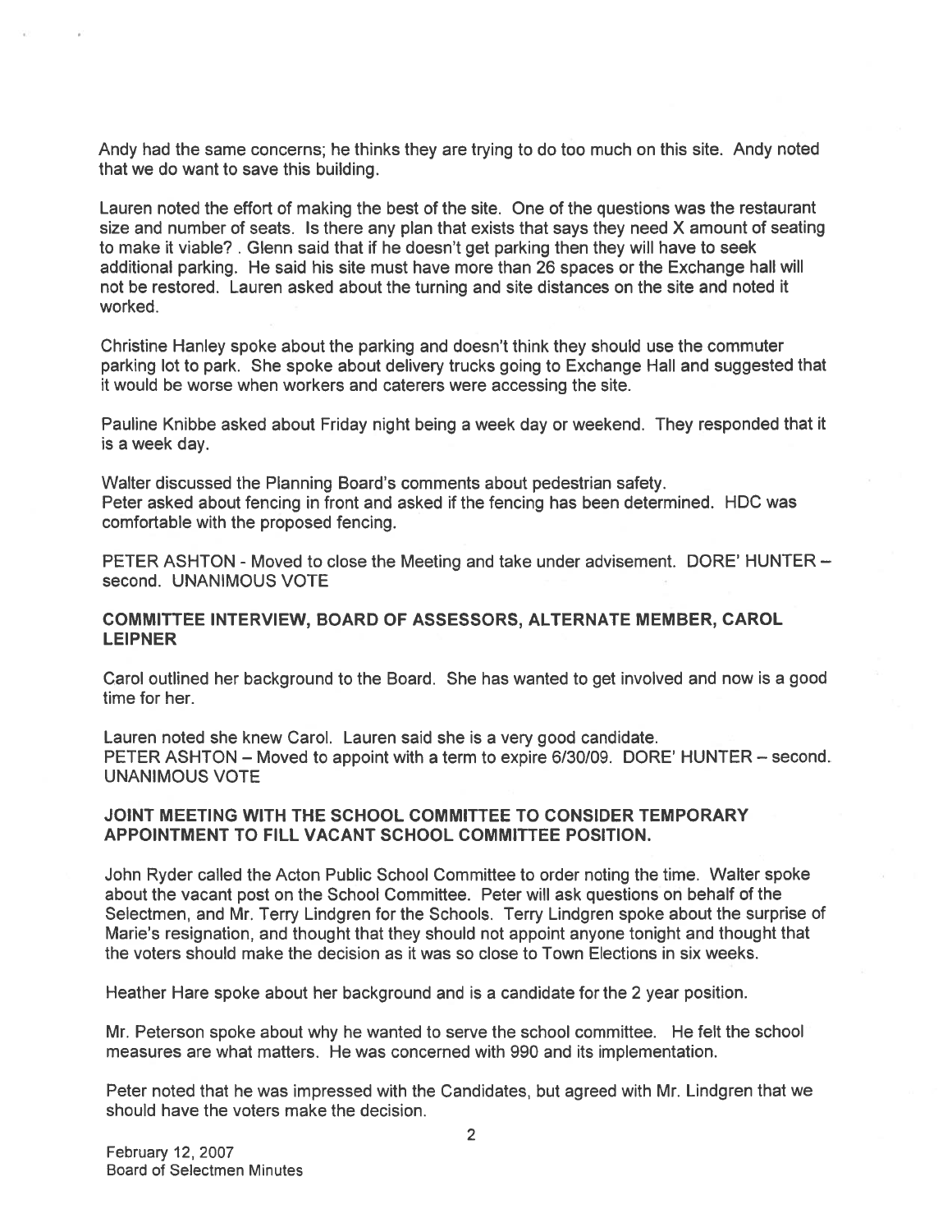Andy had the same concerns; he thinks they are trying to do too much on this site. Andy noted that we do want to save this building.

Lauren noted the effort of making the best of the site. One of the questions was the restaurant size and number of seats. Is there any plan that exists that says they need X amount of seating to make it viable? . Glenn said that if he doesn't get parking then they will have to seek additional parking. He said his site must have more than 26 spaces or the Exchange hall will not be restored. Lauren asked about the turning and site distances on the site and noted it worked.

Christine Hanley spoke about the parking and doesn't think they should use the commuter parking lot to park. She spoke about delivery trucks going to Exchange Hall and suggested that it would be worse when workers and caterers were accessing the site.

Pauline Knibbe asked about Friday night being a week day or weekend. They responded that it is a week day.

Walter discussed the Planning Board's comments about pedestrian safety.
Peter asked about fencing in front and asked if the fencing has been determined. HDC was comfortable with the proposed fencing.

PETER ASHTON - Moved to close the Meeting and take under advisement. DORE' HUNTER – second. UNANIMOUS VOTE

**COMMITTEE INTERVIEW, BOARD OF ASSESSORS, ALTERNATE MEMBER, CAROL LEIPNER**

Carol outlined her background to the Board. She has wanted to get involved and now is a good time for her.

Lauren noted she knew Carol. Lauren said she is a very good candidate.
PETER ASHTON – Moved to appoint with a term to expire 6/30/09. DORE' HUNTER – second. UNANIMOUS VOTE

**JOINT MEETING WITH THE SCHOOL COMMITTEE TO CONSIDER TEMPORARY APPOINTMENT TO FILL VACANT SCHOOL COMMITTEE POSITION.**

John Ryder called the Acton Public School Committee to order noting the time. Walter spoke about the vacant post on the School Committee. Peter will ask questions on behalf of the Selectmen, and Mr. Terry Lindgren for the Schools. Terry Lindgren spoke about the surprise of Marie's resignation, and thought that they should not appoint anyone tonight and thought that the voters should make the decision as it was so close to Town Elections in six weeks.

Heather Hare spoke about her background and is a candidate for the 2 year position.

Mr. Peterson spoke about why he wanted to serve the school committee. He felt the school measures are what matters. He was concerned with 990 and its implementation.

Peter noted that he was impressed with the Candidates, but agreed with Mr. Lindgren that we should have the voters make the decision.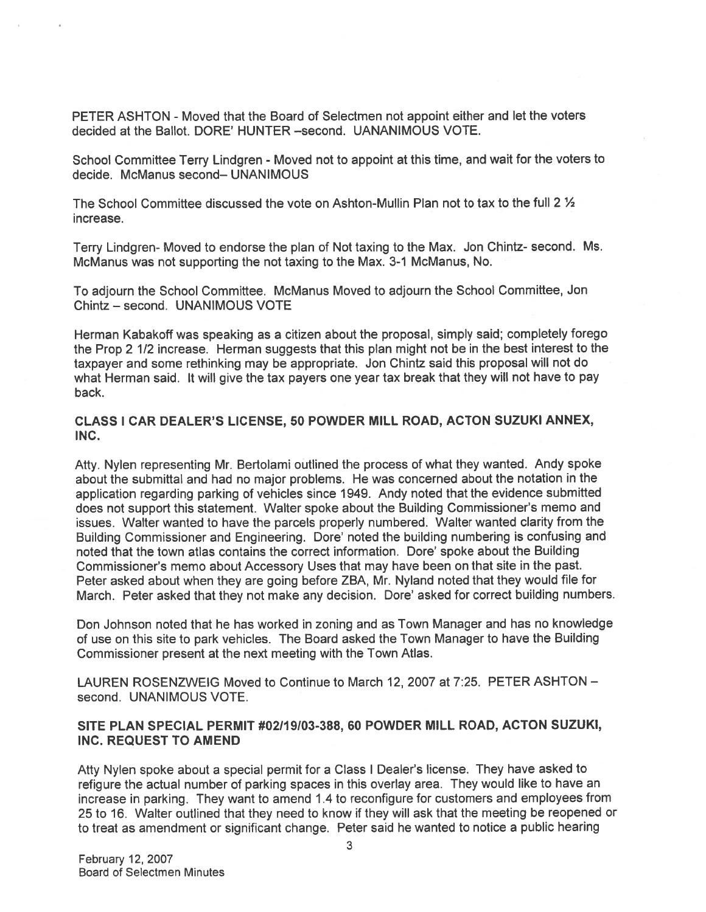PETER ASHTON - Moved that the Board of Selectmen not appoint either and let the voters decided at the Ballot. DORE' HUNTER –second. UANANIMOUS VOTE.

School Committee Terry Lindgren - Moved not to appoint at this time, and wait for the voters to decide. McManus second– UNANIMOUS

The School Committee discussed the vote on Ashton-Mullin Plan not to tax to the full 2 ½ increase.

Terry Lindgren- Moved to endorse the plan of Not taxing to the Max. Jon Chintz- second. Ms. McManus was not supporting the not taxing to the Max. 3-1 McManus, No.

To adjourn the School Committee. McManus Moved to adjourn the School Committee, Jon Chintz – second. UNANIMOUS VOTE

Herman Kabakoff was speaking as a citizen about the proposal, simply said; completely forego the Prop 2 1/2 increase. Herman suggests that this plan might not be in the best interest to the taxpayer and some rethinking may be appropriate. Jon Chintz said this proposal will not do what Herman said. It will give the tax payers one year tax break that they will not have to pay back.

## CLASS I CAR DEALER'S LICENSE, 50 POWDER MILL ROAD, ACTON SUZUKI ANNEX, INC.

Atty. Nylen representing Mr. Bertolami outlined the process of what they wanted. Andy spoke about the submittal and had no major problems. He was concerned about the notation in the application regarding parking of vehicles since 1949. Andy noted that the evidence submitted does not support this statement. Walter spoke about the Building Commissioner's memo and issues. Walter wanted to have the parcels properly numbered. Walter wanted clarity from the Building Commissioner and Engineering. Dore' noted the building numbering is confusing and noted that the town atlas contains the correct information. Dore' spoke about the Building Commissioner's memo about Accessory Uses that may have been on that site in the past. Peter asked about when they are going before ZBA, Mr. Nyland noted that they would file for March. Peter asked that they not make any decision. Dore' asked for correct building numbers.

Don Johnson noted that he has worked in zoning and as Town Manager and has no knowledge of use on this site to park vehicles. The Board asked the Town Manager to have the Building Commissioner present at the next meeting with the Town Atlas.

LAUREN ROSENZWEIG Moved to Continue to March 12, 2007 at 7:25. PETER ASHTON – second. UNANIMOUS VOTE.

## SITE PLAN SPECIAL PERMIT #02/19/03-388, 60 POWDER MILL ROAD, ACTON SUZUKI, INC. REQUEST TO AMEND

Atty Nylen spoke about a special permit for a Class I Dealer's license. They have asked to refigure the actual number of parking spaces in this overlay area. They would like to have an increase in parking. They want to amend 1.4 to reconfigure for customers and employees from 25 to 16. Walter outlined that they need to know if they will ask that the meeting be reopened or to treat as amendment or significant change. Peter said he wanted to notice a public hearing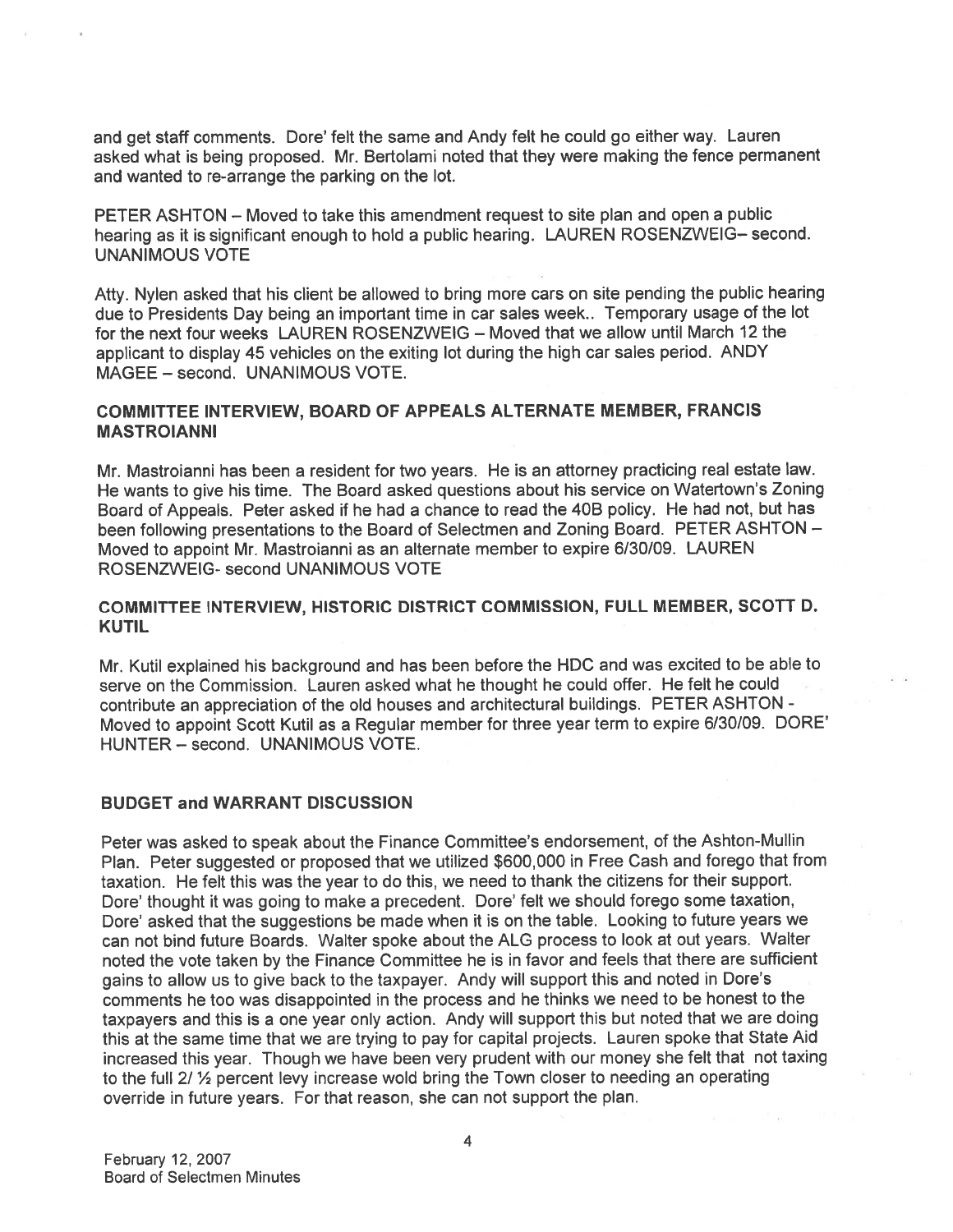and get staff comments. Dore' felt the same and Andy felt he could go either way. Lauren asked what is being proposed. Mr. Bertolami noted that they were making the fence permanent and wanted to re-arrange the parking on the lot.

PETER ASHTON – Moved to take this amendment request to site plan and open a public hearing as it is significant enough to hold a public hearing. LAUREN ROSENZWEIG– second. UNANIMOUS VOTE

Atty. Nylen asked that his client be allowed to bring more cars on site pending the public hearing due to Presidents Day being an important time in car sales week.. Temporary usage of the lot for the next four weeks LAUREN ROSENZWEIG – Moved that we allow until March 12 the applicant to display 45 vehicles on the exiting lot during the high car sales period. ANDY MAGEE – second. UNANIMOUS VOTE.

## COMMITTEE INTERVIEW, BOARD OF APPEALS ALTERNATE MEMBER, FRANCIS MASTROIANNI

Mr. Mastroianni has been a resident for two years. He is an attorney practicing real estate law. He wants to give his time. The Board asked questions about his service on Watertown's Zoning Board of Appeals. Peter asked if he had a chance to read the 40B policy. He had not, but has been following presentations to the Board of Selectmen and Zoning Board. PETER ASHTON – Moved to appoint Mr. Mastroianni as an alternate member to expire 6/30/09. LAUREN ROSENZWEIG- second UNANIMOUS VOTE

## COMMITTEE INTERVIEW, HISTORIC DISTRICT COMMISSION, FULL MEMBER, SCOTT D. KUTIL

Mr. Kutil explained his background and has been before the HDC and was excited to be able to serve on the Commission. Lauren asked what he thought he could offer. He felt he could contribute an appreciation of the old houses and architectural buildings. PETER ASHTON - Moved to appoint Scott Kutil as a Regular member for three year term to expire 6/30/09. DORE' HUNTER – second. UNANIMOUS VOTE.

## BUDGET and WARRANT DISCUSSION

Peter was asked to speak about the Finance Committee's endorsement, of the Ashton-Mullin Plan. Peter suggested or proposed that we utilized $600,000 in Free Cash and forego that from taxation. He felt this was the year to do this, we need to thank the citizens for their support. Dore' thought it was going to make a precedent. Dore' felt we should forego some taxation, Dore' asked that the suggestions be made when it is on the table. Looking to future years we can not bind future Boards. Walter spoke about the ALG process to look at out years. Walter noted the vote taken by the Finance Committee he is in favor and feels that there are sufficient gains to allow us to give back to the taxpayer. Andy will support this and noted in Dore's comments he too was disappointed in the process and he thinks we need to be honest to the taxpayers and this is a one year only action. Andy will support this but noted that we are doing this at the same time that we are trying to pay for capital projects. Lauren spoke that State Aid increased this year. Though we have been very prudent with our money she felt that not taxing to the full 2/ ½ percent levy increase wold bring the Town closer to needing an operating override in future years. For that reason, she can not support the plan.

February 12, 2007
Board of Selectmen Minutes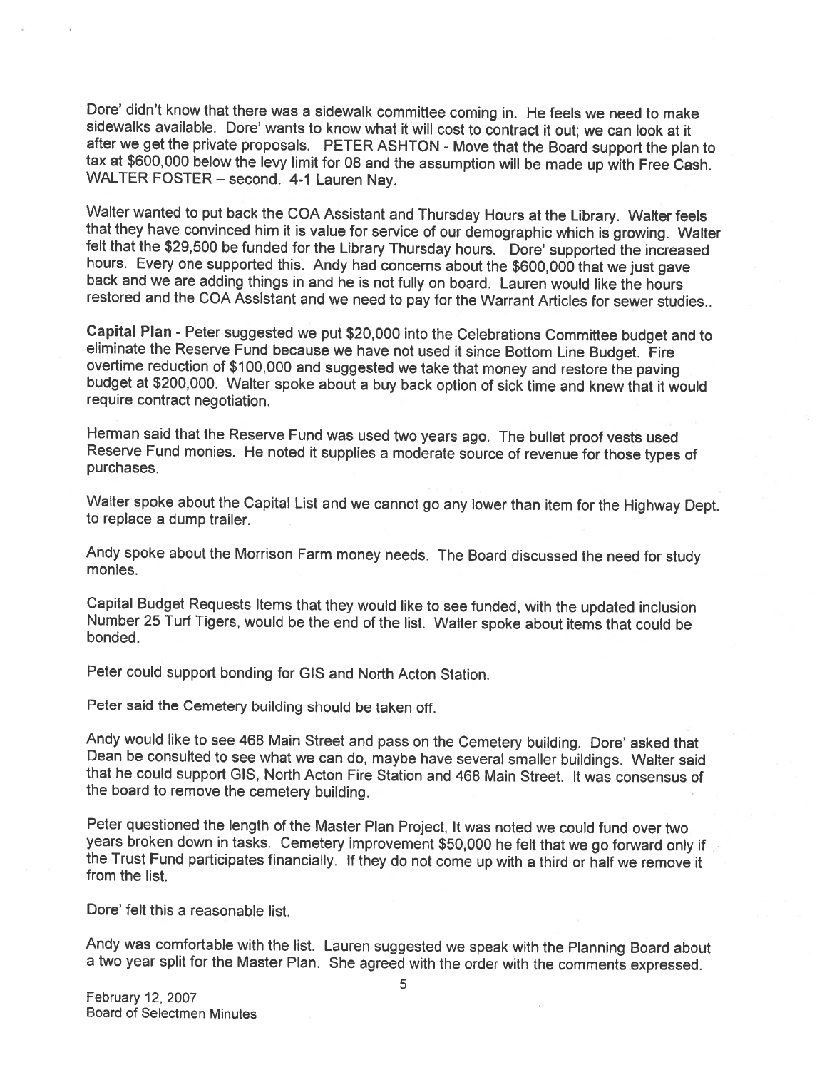Dore' didn't know that there was a sidewalk committee coming in. He feels we need to make sidewalks available. Dore' wants to know what it will cost to contract it out; we can look at it after we get the private proposals. PETER ASHTON - Move that the Board support the plan to tax at $600,000 below the levy limit for 08 and the assumption will be made up with Free Cash. WALTER FOSTER – second. 4-1 Lauren Nay.

Walter wanted to put back the COA Assistant and Thursday Hours at the Library. Walter feels that they have convinced him it is value for service of our demographic which is growing. Walter felt that the $29,500 be funded for the Library Thursday hours. Dore' supported the increased hours. Every one supported this. Andy had concerns about the $600,000 that we just gave back and we are adding things in and he is not fully on board. Lauren would like the hours restored and the COA Assistant and we need to pay for the Warrant Articles for sewer studies..

**Capital Plan** - Peter suggested we put $20,000 into the Celebrations Committee budget and to eliminate the Reserve Fund because we have not used it since Bottom Line Budget. Fire overtime reduction of $100,000 and suggested we take that money and restore the paving budget at $200,000. Walter spoke about a buy back option of sick time and knew that it would require contract negotiation.

Herman said that the Reserve Fund was used two years ago. The bullet proof vests used Reserve Fund monies. He noted it supplies a moderate source of revenue for those types of purchases.

Walter spoke about the Capital List and we cannot go any lower than item for the Highway Dept. to replace a dump trailer.

Andy spoke about the Morrison Farm money needs. The Board discussed the need for study monies.

Capital Budget Requests Items that they would like to see funded, with the updated inclusion Number 25 Turf Tigers, would be the end of the list. Walter spoke about items that could be bonded.

Peter could support bonding for GIS and North Acton Station.

Peter said the Cemetery building should be taken off.

Andy would like to see 468 Main Street and pass on the Cemetery building. Dore' asked that Dean be consulted to see what we can do, maybe have several smaller buildings. Walter said that he could support GIS, North Acton Fire Station and 468 Main Street. It was consensus of the board to remove the cemetery building.

Peter questioned the length of the Master Plan Project, It was noted we could fund over two years broken down in tasks. Cemetery improvement $50,000 he felt that we go forward only if the Trust Fund participates financially. If they do not come up with a third or half we remove it from the list.

Dore' felt this a reasonable list.

Andy was comfortable with the list. Lauren suggested we speak with the Planning Board about a two year split for the Master Plan. She agreed with the order with the comments expressed.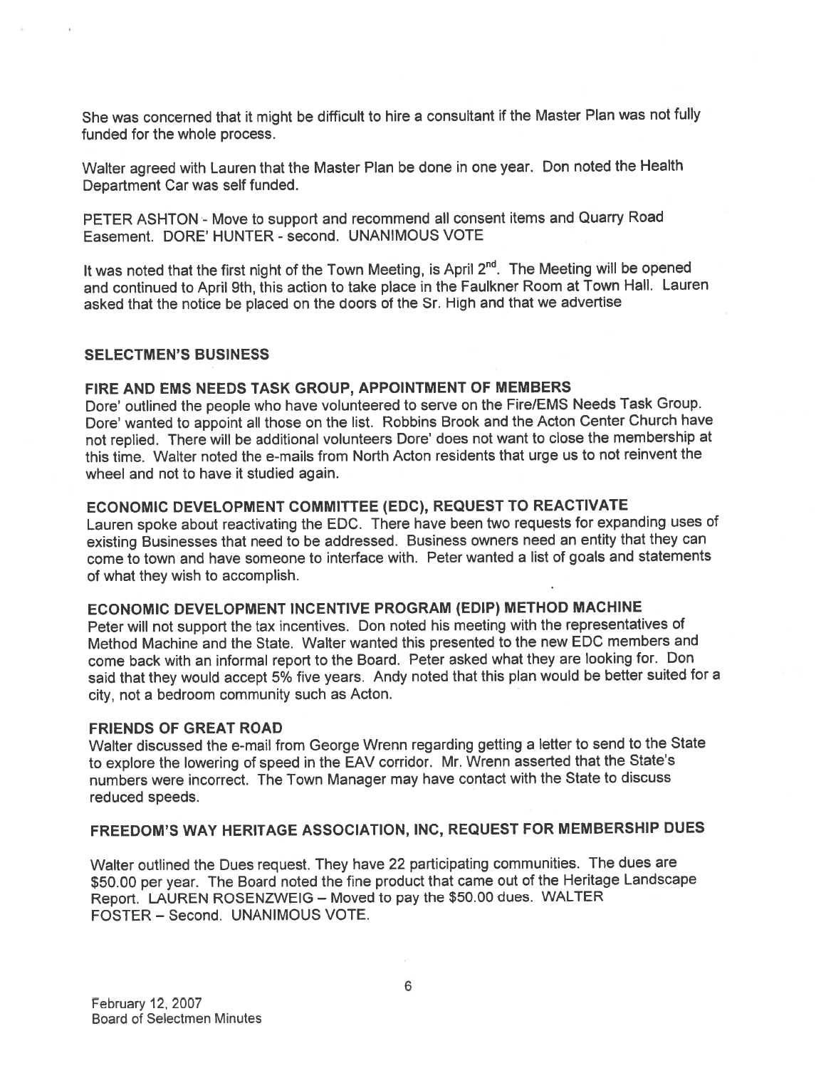She was concerned that it might be difficult to hire a consultant if the Master Plan was not fully funded for the whole process.

Walter agreed with Lauren that the Master Plan be done in one year. Don noted the Health Department Car was self funded.

PETER ASHTON - Move to support and recommend all consent items and Quarry Road Easement. DORE' HUNTER - second. UNANIMOUS VOTE

It was noted that the first night of the Town Meeting, is April 2nd. The Meeting will be opened and continued to April 9th, this action to take place in the Faulkner Room at Town Hall. Lauren asked that the notice be placed on the doors of the Sr. High and that we advertise

## SELECTMEN'S BUSINESS

### FIRE AND EMS NEEDS TASK GROUP, APPOINTMENT OF MEMBERS

Dore' outlined the people who have volunteered to serve on the Fire/EMS Needs Task Group. Dore' wanted to appoint all those on the list. Robbins Brook and the Acton Center Church have not replied. There will be additional volunteers Dore' does not want to close the membership at this time. Walter noted the e-mails from North Acton residents that urge us to not reinvent the wheel and not to have it studied again.

### ECONOMIC DEVELOPMENT COMMITTEE (EDC), REQUEST TO REACTIVATE

Lauren spoke about reactivating the EDC. There have been two requests for expanding uses of existing Businesses that need to be addressed. Business owners need an entity that they can come to town and have someone to interface with. Peter wanted a list of goals and statements of what they wish to accomplish.

### ECONOMIC DEVELOPMENT INCENTIVE PROGRAM (EDIP) METHOD MACHINE

Peter will not support the tax incentives. Don noted his meeting with the representatives of Method Machine and the State. Walter wanted this presented to the new EDC members and come back with an informal report to the Board. Peter asked what they are looking for. Don said that they would accept 5% five years. Andy noted that this plan would be better suited for a city, not a bedroom community such as Acton.

### FRIENDS OF GREAT ROAD

Walter discussed the e-mail from George Wrenn regarding getting a letter to send to the State to explore the lowering of speed in the EAV corridor. Mr. Wrenn asserted that the State's numbers were incorrect. The Town Manager may have contact with the State to discuss reduced speeds.

### FREEDOM'S WAY HERITAGE ASSOCIATION, INC, REQUEST FOR MEMBERSHIP DUES

Walter outlined the Dues request. They have 22 participating communities. The dues are \$50.00 per year. The Board noted the fine product that came out of the Heritage Landscape Report. LAUREN ROSENZWEIG – Moved to pay the \$50.00 dues. WALTER FOSTER – Second. UNANIMOUS VOTE.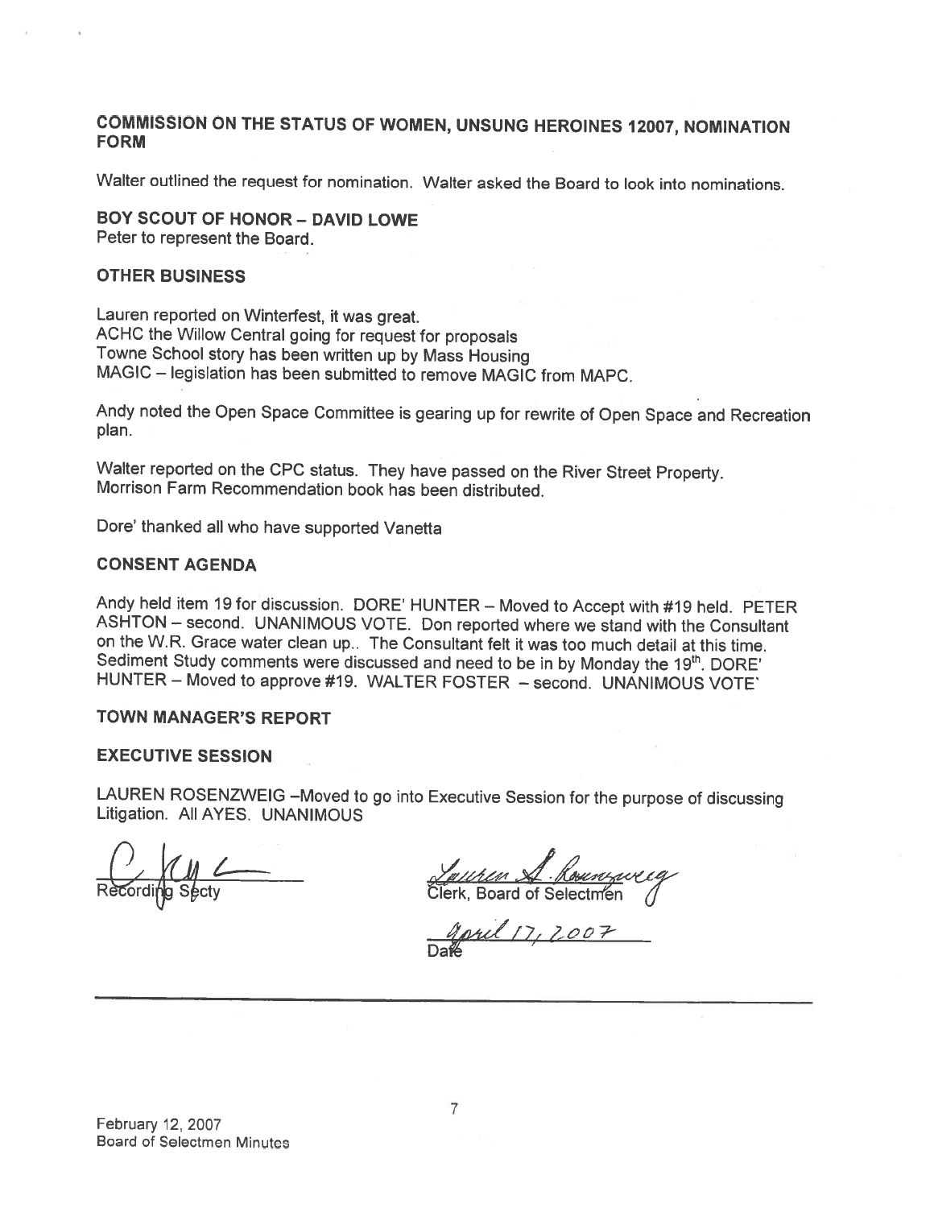## COMMISSION ON THE STATUS OF WOMEN, UNSUNG HEROINES 12007, NOMINATION FORM

Walter outlined the request for nomination. Walter asked the Board to look into nominations.

## BOY SCOUT OF HONOR – DAVID LOWE

Peter to represent the Board.

## OTHER BUSINESS

Lauren reported on Winterfest, it was great.
ACHC the Willow Central going for request for proposals
Towne School story has been written up by Mass Housing
MAGIC – legislation has been submitted to remove MAGIC from MAPC.

Andy noted the Open Space Committee is gearing up for rewrite of Open Space and Recreation plan.

Walter reported on the CPC status. They have passed on the River Street Property.
Morrison Farm Recommendation book has been distributed.

Dore' thanked all who have supported Vanetta

## CONSENT AGENDA

Andy held item 19 for discussion. DORE' HUNTER – Moved to Accept with #19 held. PETER ASHTON – second. UNANIMOUS VOTE. Don reported where we stand with the Consultant on the W.R. Grace water clean up.. The Consultant felt it was too much detail at this time. Sediment Study comments were discussed and need to be in by Monday the 19th. DORE' HUNTER – Moved to approve #19. WALTER FOSTER – second. UNANIMOUS VOTE`

## TOWN MANAGER'S REPORT

## EXECUTIVE SESSION

LAUREN ROSENZWEIG –Moved to go into Executive Session for the purpose of discussing Litigation. All AYES. UNANIMOUS

Recording Secty

Lauren A. Rosenzweig
Clerk, Board of Selectmen

April 17, 2007
Date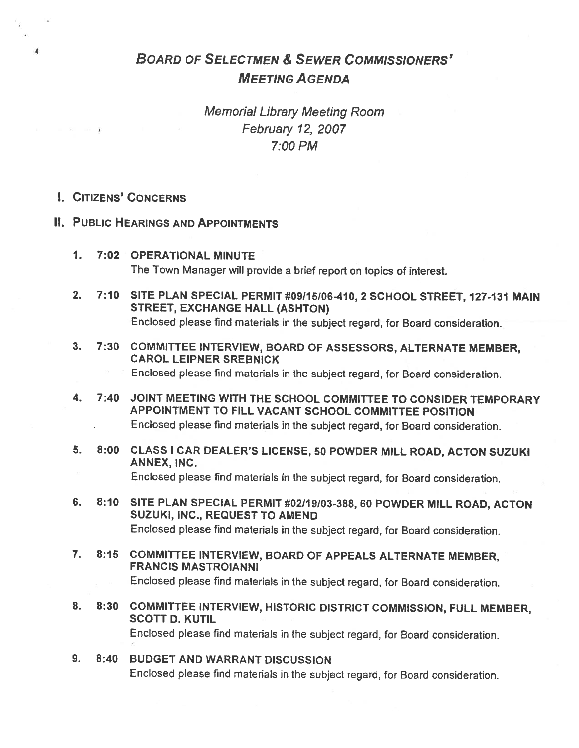# BOARD OF SELECTMEN & SEWER COMMISSIONERS' MEETING AGENDA

*Memorial Library Meeting Room*
*February 12, 2007*
*7:00 PM*

## I. CITIZENS' CONCERNS

## II. PUBLIC HEARINGS AND APPOINTMENTS

1. **7:02 OPERATIONAL MINUTE**
   The Town Manager will provide a brief report on topics of interest.

2. **7:10 SITE PLAN SPECIAL PERMIT #09/15/06-410, 2 SCHOOL STREET, 127-131 MAIN STREET, EXCHANGE HALL (ASHTON)**
   Enclosed please find materials in the subject regard, for Board consideration.

3. **7:30 COMMITTEE INTERVIEW, BOARD OF ASSESSORS, ALTERNATE MEMBER, CAROL LEIPNER SREBNICK**
   Enclosed please find materials in the subject regard, for Board consideration.

4. **7:40 JOINT MEETING WITH THE SCHOOL COMMITTEE TO CONSIDER TEMPORARY APPOINTMENT TO FILL VACANT SCHOOL COMMITTEE POSITION**
   Enclosed please find materials in the subject regard, for Board consideration.

5. **8:00 CLASS I CAR DEALER'S LICENSE, 50 POWDER MILL ROAD, ACTON SUZUKI ANNEX, INC.**
   Enclosed please find materials in the subject regard, for Board consideration.

6. **8:10 SITE PLAN SPECIAL PERMIT #02/19/03-388, 60 POWDER MILL ROAD, ACTON SUZUKI, INC., REQUEST TO AMEND**
   Enclosed please find materials in the subject regard, for Board consideration.

7. **8:15 COMMITTEE INTERVIEW, BOARD OF APPEALS ALTERNATE MEMBER, FRANCIS MASTROIANNI**
   Enclosed please find materials in the subject regard, for Board consideration.

8. **8:30 COMMITTEE INTERVIEW, HISTORIC DISTRICT COMMISSION, FULL MEMBER, SCOTT D. KUTIL**
   Enclosed please find materials in the subject regard, for Board consideration.

9. **8:40 BUDGET AND WARRANT DISCUSSION**
   Enclosed please find materials in the subject regard, for Board consideration.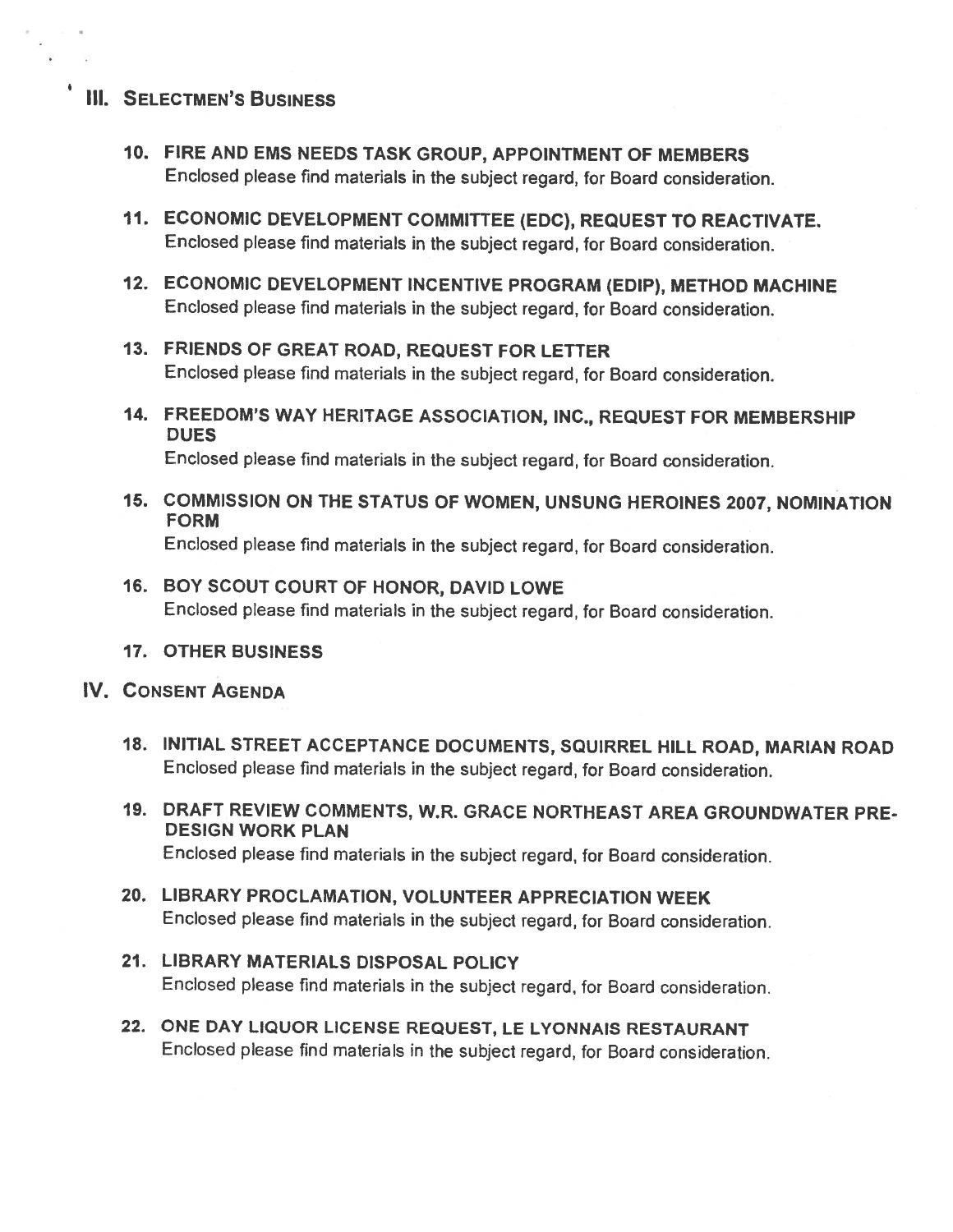## III. SELECTMEN'S BUSINESS

10. **FIRE AND EMS NEEDS TASK GROUP, APPOINTMENT OF MEMBERS**
    Enclosed please find materials in the subject regard, for Board consideration.

11. **ECONOMIC DEVELOPMENT COMMITTEE (EDC), REQUEST TO REACTIVATE.**
    Enclosed please find materials in the subject regard, for Board consideration.

12. **ECONOMIC DEVELOPMENT INCENTIVE PROGRAM (EDIP), METHOD MACHINE**
    Enclosed please find materials in the subject regard, for Board consideration.

13. **FRIENDS OF GREAT ROAD, REQUEST FOR LETTER**
    Enclosed please find materials in the subject regard, for Board consideration.

14. **FREEDOM'S WAY HERITAGE ASSOCIATION, INC., REQUEST FOR MEMBERSHIP DUES**
    Enclosed please find materials in the subject regard, for Board consideration.

15. **COMMISSION ON THE STATUS OF WOMEN, UNSUNG HEROINES 2007, NOMINATION FORM**
    Enclosed please find materials in the subject regard, for Board consideration.

16. **BOY SCOUT COURT OF HONOR, DAVID LOWE**
    Enclosed please find materials in the subject regard, for Board consideration.

17. **OTHER BUSINESS**

## IV. CONSENT AGENDA

18. **INITIAL STREET ACCEPTANCE DOCUMENTS, SQUIRREL HILL ROAD, MARIAN ROAD**
    Enclosed please find materials in the subject regard, for Board consideration.

19. **DRAFT REVIEW COMMENTS, W.R. GRACE NORTHEAST AREA GROUNDWATER PRE-DESIGN WORK PLAN**
    Enclosed please find materials in the subject regard, for Board consideration.

20. **LIBRARY PROCLAMATION, VOLUNTEER APPRECIATION WEEK**
    Enclosed please find materials in the subject regard, for Board consideration.

21. **LIBRARY MATERIALS DISPOSAL POLICY**
    Enclosed please find materials in the subject regard, for Board consideration.

22. **ONE DAY LIQUOR LICENSE REQUEST, LE LYONNAIS RESTAURANT**
    Enclosed please find materials in the subject regard, for Board consideration.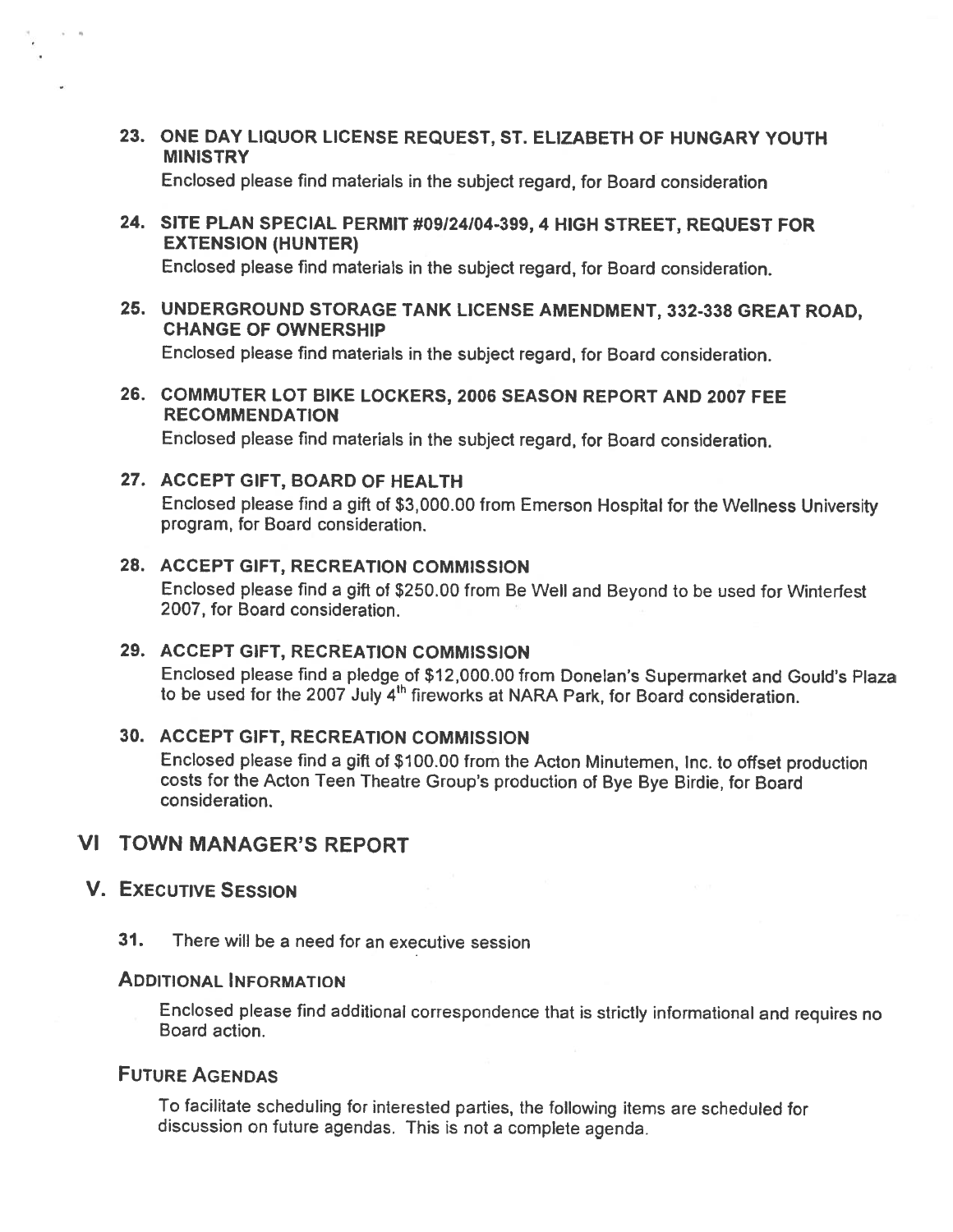23. **ONE DAY LIQUOR LICENSE REQUEST, ST. ELIZABETH OF HUNGARY YOUTH MINISTRY**

    Enclosed please find materials in the subject regard, for Board consideration

24. **SITE PLAN SPECIAL PERMIT #09/24/04-399, 4 HIGH STREET, REQUEST FOR EXTENSION (HUNTER)**

    Enclosed please find materials in the subject regard, for Board consideration.

25. **UNDERGROUND STORAGE TANK LICENSE AMENDMENT, 332-338 GREAT ROAD, CHANGE OF OWNERSHIP**

    Enclosed please find materials in the subject regard, for Board consideration.

26. **COMMUTER LOT BIKE LOCKERS, 2006 SEASON REPORT AND 2007 FEE RECOMMENDATION**

    Enclosed please find materials in the subject regard, for Board consideration.

27. **ACCEPT GIFT, BOARD OF HEALTH**

    Enclosed please find a gift of $3,000.00 from Emerson Hospital for the Wellness University program, for Board consideration.

28. **ACCEPT GIFT, RECREATION COMMISSION**

    Enclosed please find a gift of $250.00 from Be Well and Beyond to be used for Winterfest 2007, for Board consideration.

29. **ACCEPT GIFT, RECREATION COMMISSION**

    Enclosed please find a pledge of $12,000.00 from Donelan's Supermarket and Gould's Plaza to be used for the 2007 July 4th fireworks at NARA Park, for Board consideration.

30. **ACCEPT GIFT, RECREATION COMMISSION**

    Enclosed please find a gift of $100.00 from the Acton Minutemen, Inc. to offset production costs for the Acton Teen Theatre Group's production of Bye Bye Birdie, for Board consideration.

## VI TOWN MANAGER'S REPORT

## V. EXECUTIVE SESSION

31. There will be a need for an executive session

### ADDITIONAL INFORMATION

Enclosed please find additional correspondence that is strictly informational and requires no Board action.

### FUTURE AGENDAS

To facilitate scheduling for interested parties, the following items are scheduled for discussion on future agendas. This is not a complete agenda.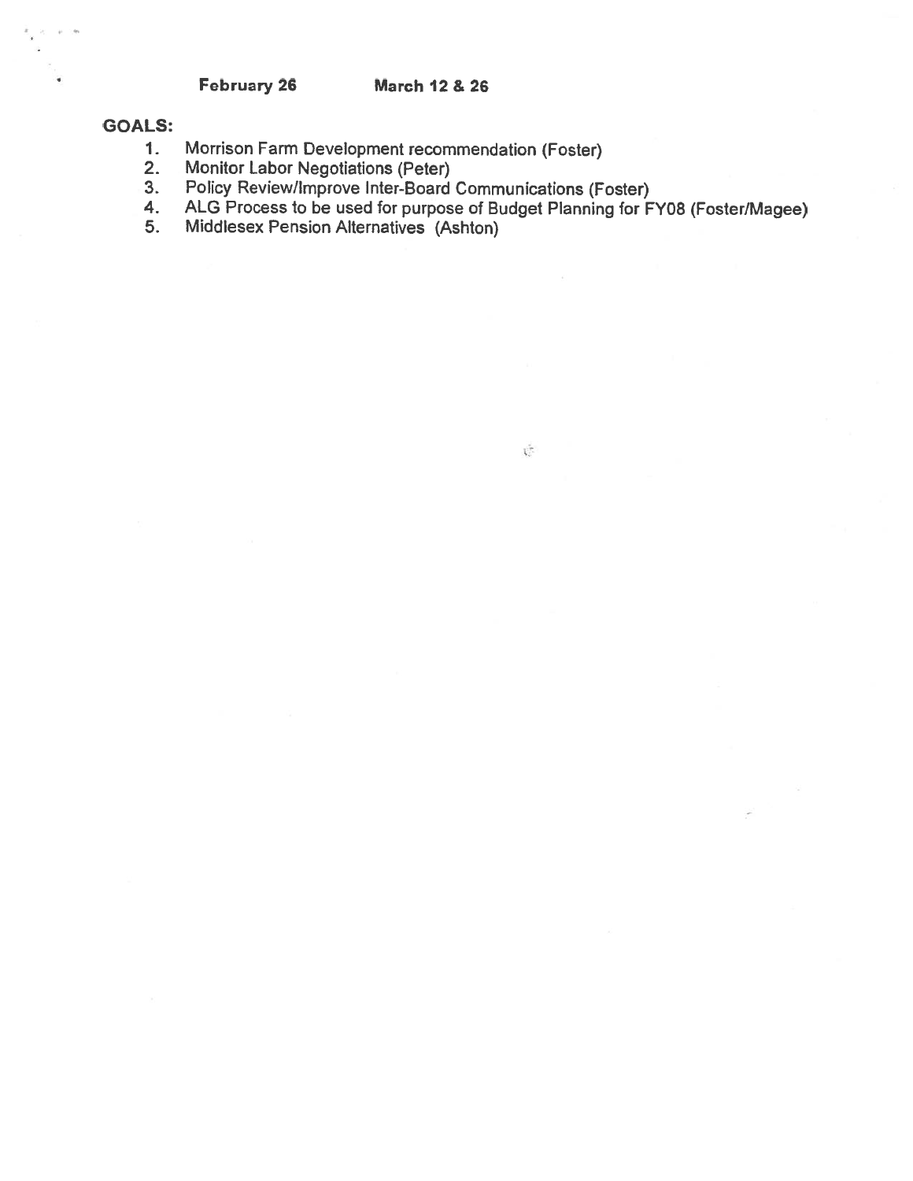**February 26** **March 12 & 26**

**GOALS:**

1. Morrison Farm Development recommendation (Foster)
2. Monitor Labor Negotiations (Peter)
3. Policy Review/Improve Inter-Board Communications (Foster)
4. ALG Process to be used for purpose of Budget Planning for FY08 (Foster/Magee)
5. Middlesex Pension Alternatives (Ashton)